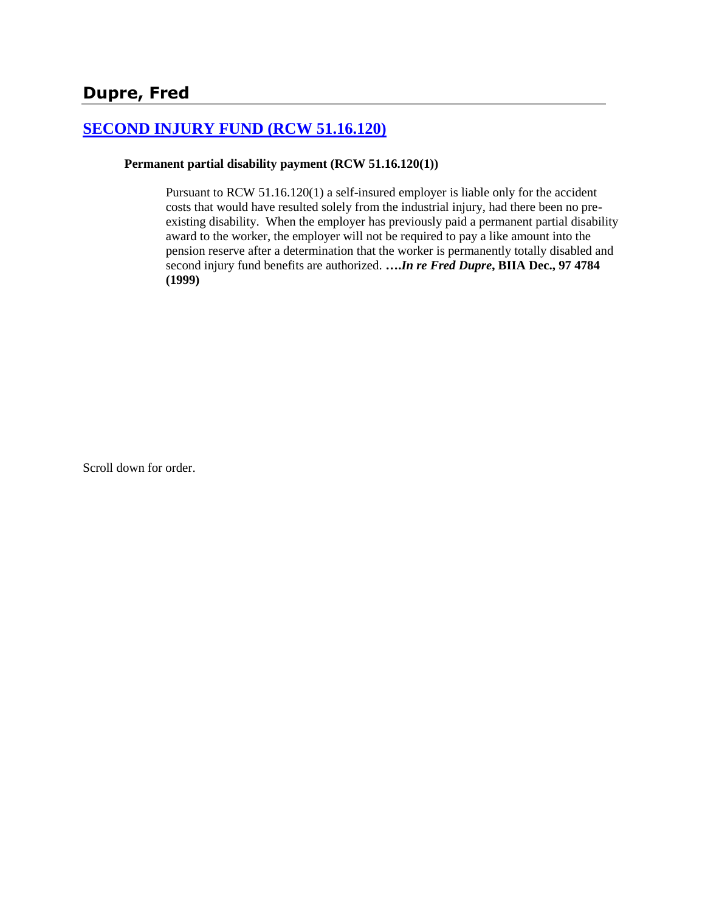## Dupre, Fred

### [SECOND INJURY FUND (RCW 51.16.120)]

**Permanent partial disability payment (RCW 51.16.120(1))**

Pursuant to RCW 51.16.120(1) a self-insured employer is liable only for the accident costs that would have resulted solely from the industrial injury, had there been no pre-existing disability. When the employer has previously paid a permanent partial disability award to the worker, the employer will not be required to pay a like amount into the pension reserve after a determination that the worker is permanently totally disabled and second injury fund benefits are authorized. ****….In re Fred Dupre*, BIIA Dec., 97 4784 (1999)**

Scroll down for order.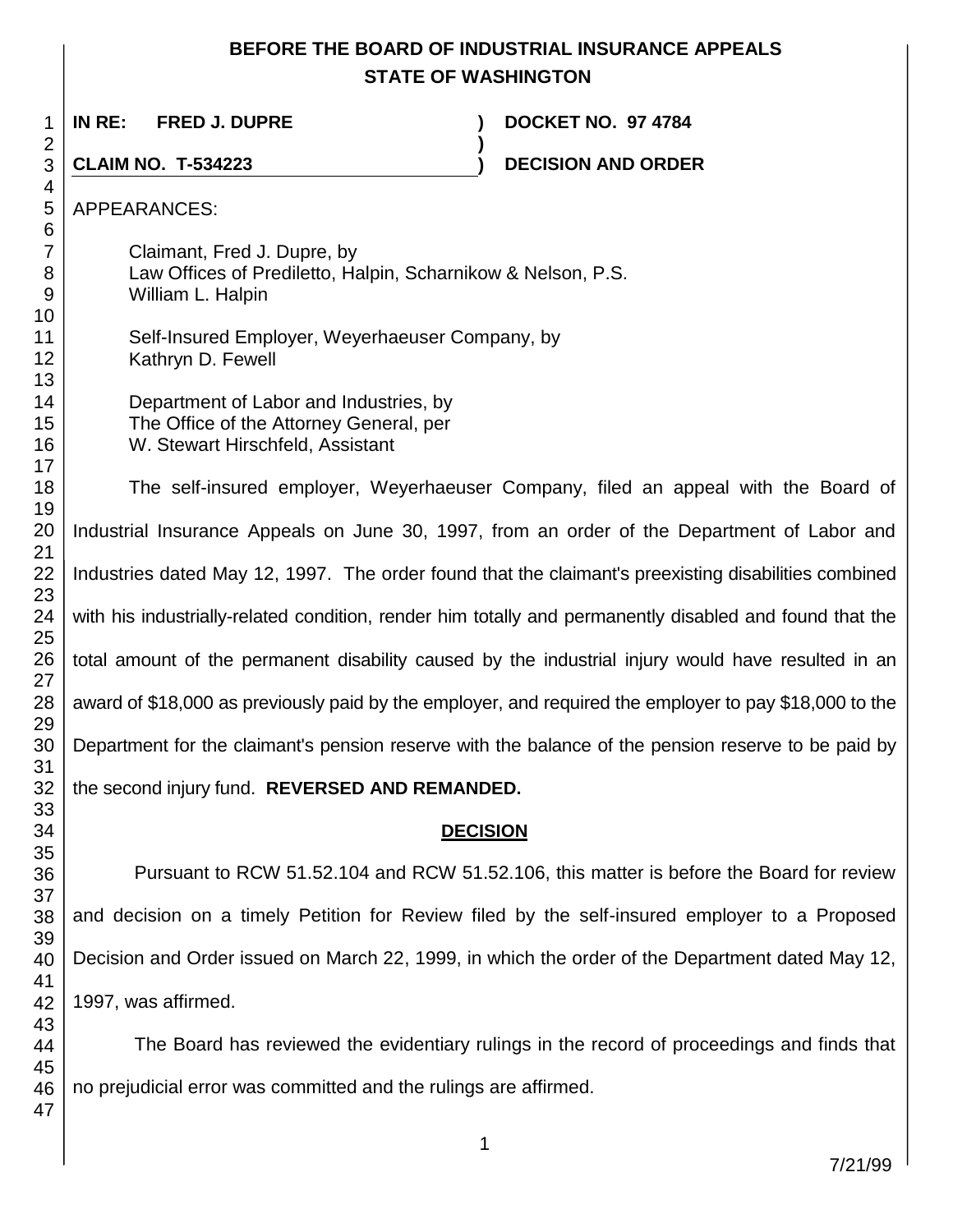# BEFORE THE BOARD OF INDUSTRIAL INSURANCE APPEALS
## STATE OF WASHINGTON

**IN RE: FRED J. DUPRE** ) **DOCKET NO. 97 4784**
)
**CLAIM NO. T-534223** ) **DECISION AND ORDER**

APPEARANCES:

Claimant, Fred J. Dupre, by
Law Offices of Prediletto, Halpin, Scharnikow & Nelson, P.S.
William L. Halpin

Self-Insured Employer, Weyerhaeuser Company, by
Kathryn D. Fewell

Department of Labor and Industries, by
The Office of the Attorney General, per
W. Stewart Hirschfeld, Assistant

The self-insured employer, Weyerhaeuser Company, filed an appeal with the Board of Industrial Insurance Appeals on June 30, 1997, from an order of the Department of Labor and Industries dated May 12, 1997. The order found that the claimant's preexisting disabilities combined with his industrially-related condition, render him totally and permanently disabled and found that the total amount of the permanent disability caused by the industrial injury would have resulted in an award of $18,000 as previously paid by the employer, and required the employer to pay $18,000 to the Department for the claimant's pension reserve with the balance of the pension reserve to be paid by the second injury fund. **REVERSED AND REMANDED.**

## DECISION

Pursuant to RCW 51.52.104 and RCW 51.52.106, this matter is before the Board for review and decision on a timely Petition for Review filed by the self-insured employer to a Proposed Decision and Order issued on March 22, 1999, in which the order of the Department dated May 12, 1997, was affirmed.

The Board has reviewed the evidentiary rulings in the record of proceedings and finds that no prejudicial error was committed and the rulings are affirmed.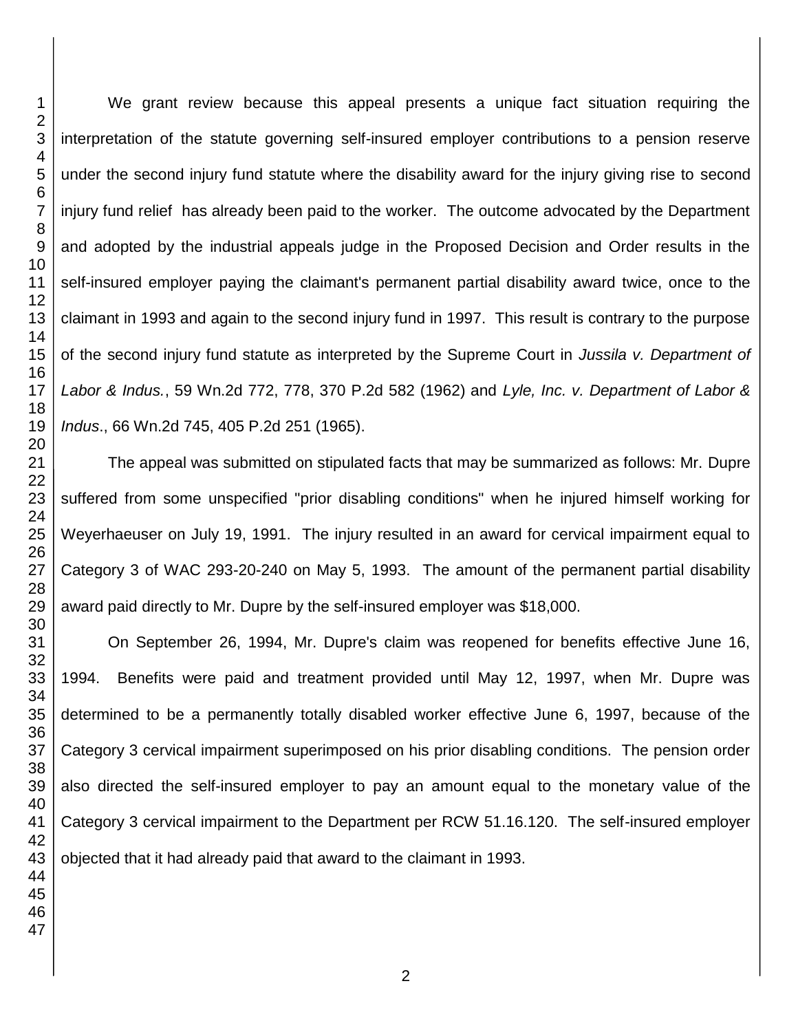We grant review because this appeal presents a unique fact situation requiring the interpretation of the statute governing self-insured employer contributions to a pension reserve under the second injury fund statute where the disability award for the injury giving rise to second injury fund relief has already been paid to the worker. The outcome advocated by the Department and adopted by the industrial appeals judge in the Proposed Decision and Order results in the self-insured employer paying the claimant's permanent partial disability award twice, once to the claimant in 1993 and again to the second injury fund in 1997. This result is contrary to the purpose of the second injury fund statute as interpreted by the Supreme Court in *Jussila v. Department of Labor & Indus.*, 59 Wn.2d 772, 778, 370 P.2d 582 (1962) and *Lyle, Inc. v. Department of Labor & Indus*., 66 Wn.2d 745, 405 P.2d 251 (1965).

The appeal was submitted on stipulated facts that may be summarized as follows: Mr. Dupre suffered from some unspecified "prior disabling conditions" when he injured himself working for Weyerhaeuser on July 19, 1991. The injury resulted in an award for cervical impairment equal to Category 3 of WAC 293-20-240 on May 5, 1993. The amount of the permanent partial disability award paid directly to Mr. Dupre by the self-insured employer was $18,000.

On September 26, 1994, Mr. Dupre's claim was reopened for benefits effective June 16, 1994. Benefits were paid and treatment provided until May 12, 1997, when Mr. Dupre was determined to be a permanently totally disabled worker effective June 6, 1997, because of the Category 3 cervical impairment superimposed on his prior disabling conditions. The pension order also directed the self-insured employer to pay an amount equal to the monetary value of the Category 3 cervical impairment to the Department per RCW 51.16.120. The self-insured employer objected that it had already paid that award to the claimant in 1993.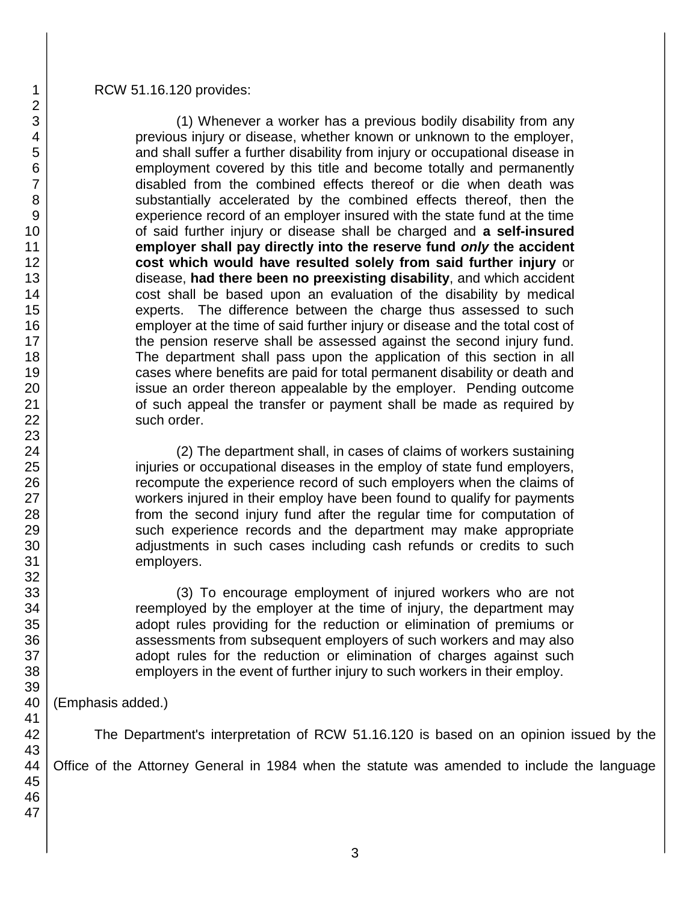RCW 51.16.120 provides:

> (1) Whenever a worker has a previous bodily disability from any previous injury or disease, whether known or unknown to the employer, and shall suffer a further disability from injury or occupational disease in employment covered by this title and become totally and permanently disabled from the combined effects thereof or die when death was substantially accelerated by the combined effects thereof, then the experience record of an employer insured with the state fund at the time of said further injury or disease shall be charged and **a self-insured employer shall pay directly into the reserve fund *only* the accident cost which would have resulted solely from said further injury** or disease, **had there been no preexisting disability**, and which accident cost shall be based upon an evaluation of the disability by medical experts. The difference between the charge thus assessed to such employer at the time of said further injury or disease and the total cost of the pension reserve shall be assessed against the second injury fund. The department shall pass upon the application of this section in all cases where benefits are paid for total permanent disability or death and issue an order thereon appealable by the employer. Pending outcome of such appeal the transfer or payment shall be made as required by such order.
>
> (2) The department shall, in cases of claims of workers sustaining injuries or occupational diseases in the employ of state fund employers, recompute the experience record of such employers when the claims of workers injured in their employ have been found to qualify for payments from the second injury fund after the regular time for computation of such experience records and the department may make appropriate adjustments in such cases including cash refunds or credits to such employers.
>
> (3) To encourage employment of injured workers who are not reemployed by the employer at the time of injury, the department may adopt rules providing for the reduction or elimination of premiums or assessments from subsequent employers of such workers and may also adopt rules for the reduction or elimination of charges against such employers in the event of further injury to such workers in their employ.

(Emphasis added.)

The Department's interpretation of RCW 51.16.120 is based on an opinion issued by the Office of the Attorney General in 1984 when the statute was amended to include the language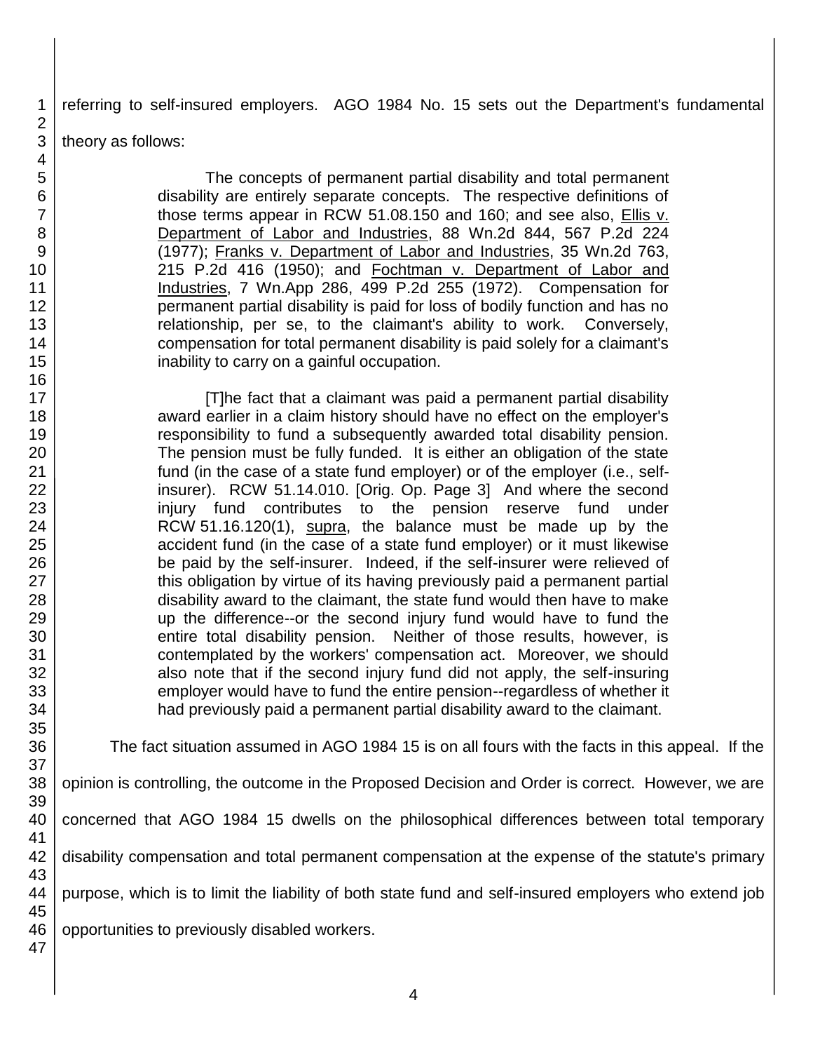referring to self-insured employers. AGO 1984 No. 15 sets out the Department's fundamental theory as follows:

> The concepts of permanent partial disability and total permanent disability are entirely separate concepts. The respective definitions of those terms appear in RCW 51.08.150 and 160; and see also, Ellis v. Department of Labor and Industries, 88 Wn.2d 844, 567 P.2d 224 (1977); Franks v. Department of Labor and Industries, 35 Wn.2d 763, 215 P.2d 416 (1950); and Fochtman v. Department of Labor and Industries, 7 Wn.App 286, 499 P.2d 255 (1972). Compensation for permanent partial disability is paid for loss of bodily function and has no relationship, per se, to the claimant's ability to work. Conversely, compensation for total permanent disability is paid solely for a claimant's inability to carry on a gainful occupation.
>
> [T]he fact that a claimant was paid a permanent partial disability award earlier in a claim history should have no effect on the employer's responsibility to fund a subsequently awarded total disability pension. The pension must be fully funded. It is either an obligation of the state fund (in the case of a state fund employer) or of the employer (i.e., self-insurer). RCW 51.14.010. [Orig. Op. Page 3] And where the second injury fund contributes to the pension reserve fund under RCW 51.16.120(1), supra, the balance must be made up by the accident fund (in the case of a state fund employer) or it must likewise be paid by the self-insurer. Indeed, if the self-insurer were relieved of this obligation by virtue of its having previously paid a permanent partial disability award to the claimant, the state fund would then have to make up the difference--or the second injury fund would have to fund the entire total disability pension. Neither of those results, however, is contemplated by the workers' compensation act. Moreover, we should also note that if the second injury fund did not apply, the self-insuring employer would have to fund the entire pension--regardless of whether it had previously paid a permanent partial disability award to the claimant.

The fact situation assumed in AGO 1984 15 is on all fours with the facts in this appeal. If the opinion is controlling, the outcome in the Proposed Decision and Order is correct. However, we are concerned that AGO 1984 15 dwells on the philosophical differences between total temporary disability compensation and total permanent compensation at the expense of the statute's primary purpose, which is to limit the liability of both state fund and self-insured employers who extend job opportunities to previously disabled workers.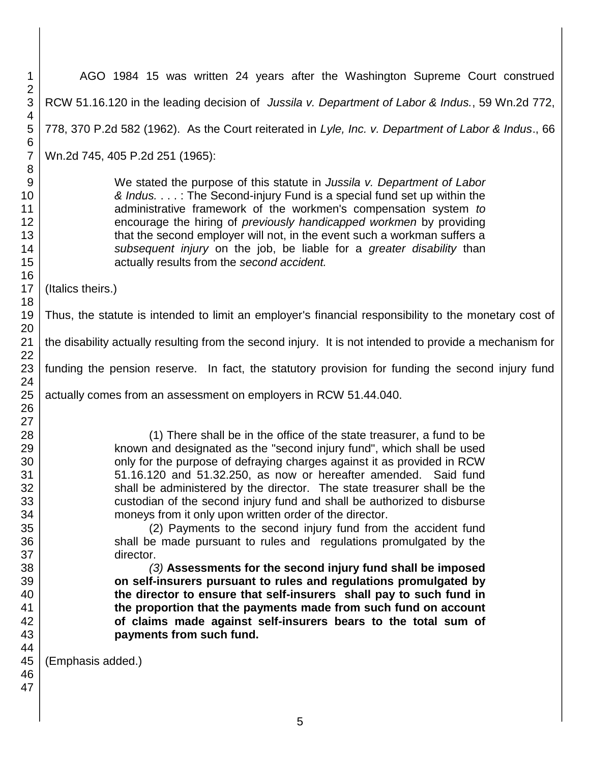AGO 1984 15 was written 24 years after the Washington Supreme Court construed RCW 51.16.120 in the leading decision of *Jussila v. Department of Labor & Indus.*, 59 Wn.2d 772, 778, 370 P.2d 582 (1962). As the Court reiterated in *Lyle, Inc. v. Department of Labor & Indus*., 66 Wn.2d 745, 405 P.2d 251 (1965):

> We stated the purpose of this statute in *Jussila v. Department of Labor & Indus.* . . . : The Second-injury Fund is a special fund set up within the administrative framework of the workmen's compensation system *to* encourage the hiring of *previously handicapped workmen* by providing that the second employer will not, in the event such a workman suffers a *subsequent injury* on the job, be liable for a *greater disability* than actually results from the *second accident.*

(Italics theirs.)

Thus, the statute is intended to limit an employer's financial responsibility to the monetary cost of the disability actually resulting from the second injury. It is not intended to provide a mechanism for funding the pension reserve. In fact, the statutory provision for funding the second injury fund actually comes from an assessment on employers in RCW 51.44.040.

> (1) There shall be in the office of the state treasurer, a fund to be known and designated as the "second injury fund", which shall be used only for the purpose of defraying charges against it as provided in RCW 51.16.120 and 51.32.250, as now or hereafter amended. Said fund shall be administered by the director. The state treasurer shall be the custodian of the second injury fund and shall be authorized to disburse moneys from it only upon written order of the director.
>
> (2) Payments to the second injury fund from the accident fund shall be made pursuant to rules and regulations promulgated by the director.
>
> *(3)* **Assessments for the second injury fund shall be imposed on self-insurers pursuant to rules and regulations promulgated by the director to ensure that self-insurers shall pay to such fund in the proportion that the payments made from such fund on account of claims made against self-insurers bears to the total sum of payments from such fund.**

(Emphasis added.)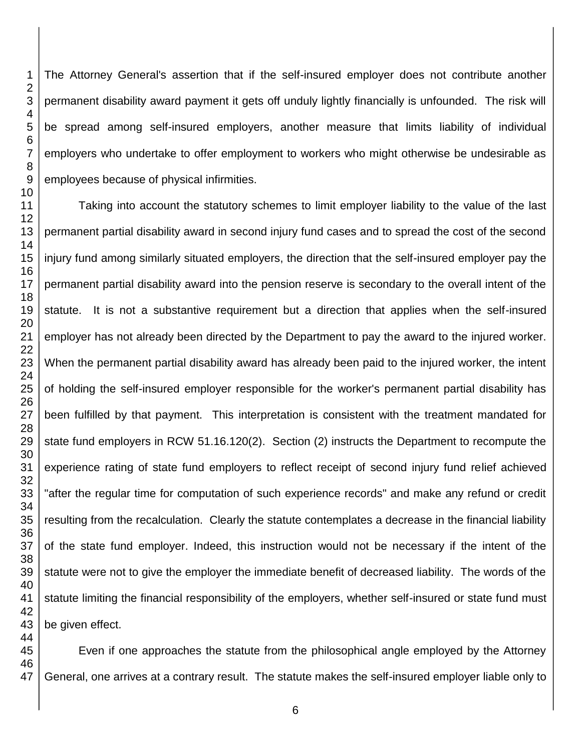The Attorney General's assertion that if the self-insured employer does not contribute another permanent disability award payment it gets off unduly lightly financially is unfounded. The risk will be spread among self-insured employers, another measure that limits liability of individual employers who undertake to offer employment to workers who might otherwise be undesirable as employees because of physical infirmities.

Taking into account the statutory schemes to limit employer liability to the value of the last permanent partial disability award in second injury fund cases and to spread the cost of the second injury fund among similarly situated employers, the direction that the self-insured employer pay the permanent partial disability award into the pension reserve is secondary to the overall intent of the statute. It is not a substantive requirement but a direction that applies when the self-insured employer has not already been directed by the Department to pay the award to the injured worker. When the permanent partial disability award has already been paid to the injured worker, the intent of holding the self-insured employer responsible for the worker's permanent partial disability has been fulfilled by that payment. This interpretation is consistent with the treatment mandated for state fund employers in RCW 51.16.120(2). Section (2) instructs the Department to recompute the experience rating of state fund employers to reflect receipt of second injury fund relief achieved "after the regular time for computation of such experience records" and make any refund or credit resulting from the recalculation. Clearly the statute contemplates a decrease in the financial liability of the state fund employer. Indeed, this instruction would not be necessary if the intent of the statute were not to give the employer the immediate benefit of decreased liability. The words of the statute limiting the financial responsibility of the employers, whether self-insured or state fund must be given effect.

Even if one approaches the statute from the philosophical angle employed by the Attorney General, one arrives at a contrary result. The statute makes the self-insured employer liable only to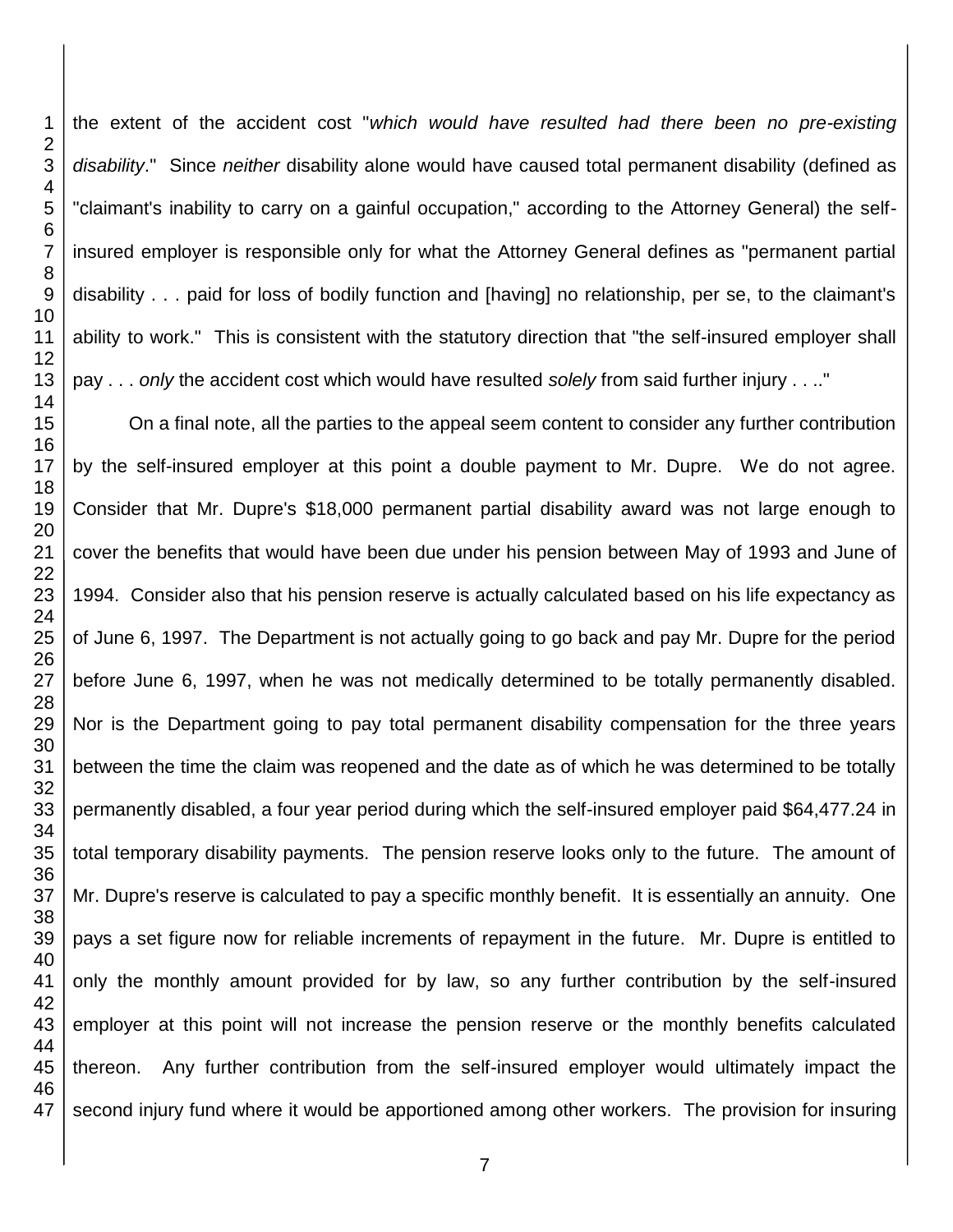the extent of the accident cost "*which would have resulted had there been no pre-existing disability*." Since *neither* disability alone would have caused total permanent disability (defined as "claimant's inability to carry on a gainful occupation," according to the Attorney General) the self-insured employer is responsible only for what the Attorney General defines as "permanent partial disability . . . paid for loss of bodily function and [having] no relationship, per se, to the claimant's ability to work." This is consistent with the statutory direction that "the self-insured employer shall pay . . . *only* the accident cost which would have resulted *solely* from said further injury . . .."

On a final note, all the parties to the appeal seem content to consider any further contribution by the self-insured employer at this point a double payment to Mr. Dupre. We do not agree. Consider that Mr. Dupre's $18,000 permanent partial disability award was not large enough to cover the benefits that would have been due under his pension between May of 1993 and June of 1994. Consider also that his pension reserve is actually calculated based on his life expectancy as of June 6, 1997. The Department is not actually going to go back and pay Mr. Dupre for the period before June 6, 1997, when he was not medically determined to be totally permanently disabled. Nor is the Department going to pay total permanent disability compensation for the three years between the time the claim was reopened and the date as of which he was determined to be totally permanently disabled, a four year period during which the self-insured employer paid $64,477.24 in total temporary disability payments. The pension reserve looks only to the future. The amount of Mr. Dupre's reserve is calculated to pay a specific monthly benefit. It is essentially an annuity. One pays a set figure now for reliable increments of repayment in the future. Mr. Dupre is entitled to only the monthly amount provided for by law, so any further contribution by the self-insured employer at this point will not increase the pension reserve or the monthly benefits calculated thereon. Any further contribution from the self-insured employer would ultimately impact the second injury fund where it would be apportioned among other workers. The provision for insuring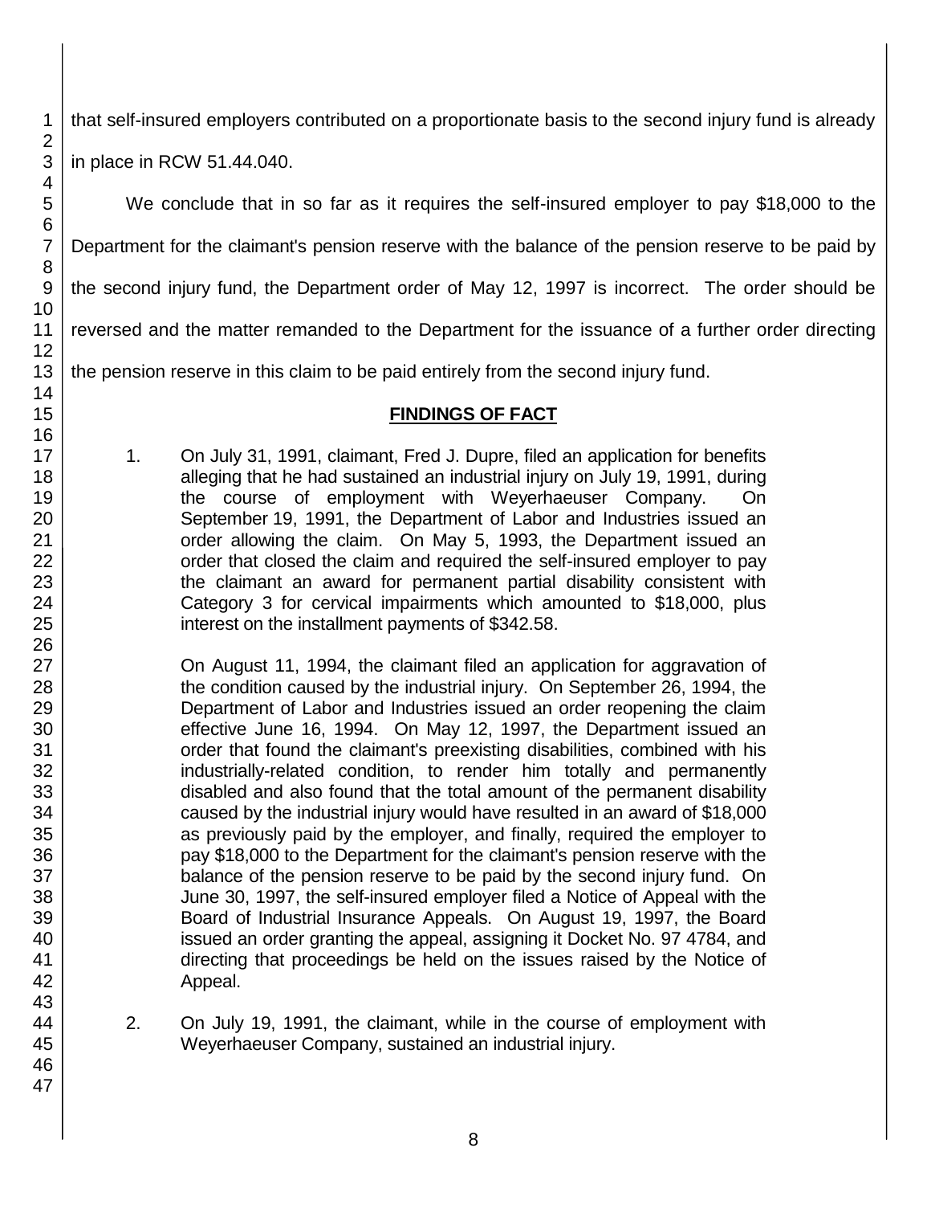that self-insured employers contributed on a proportionate basis to the second injury fund is already in place in RCW 51.44.040.

We conclude that in so far as it requires the self-insured employer to pay $18,000 to the Department for the claimant's pension reserve with the balance of the pension reserve to be paid by the second injury fund, the Department order of May 12, 1997 is incorrect. The order should be reversed and the matter remanded to the Department for the issuance of a further order directing the pension reserve in this claim to be paid entirely from the second injury fund.

## FINDINGS OF FACT

1. On July 31, 1991, claimant, Fred J. Dupre, filed an application for benefits alleging that he had sustained an industrial injury on July 19, 1991, during the course of employment with Weyerhaeuser Company. On September 19, 1991, the Department of Labor and Industries issued an order allowing the claim. On May 5, 1993, the Department issued an order that closed the claim and required the self-insured employer to pay the claimant an award for permanent partial disability consistent with Category 3 for cervical impairments which amounted to $18,000, plus interest on the installment payments of $342.58.

   On August 11, 1994, the claimant filed an application for aggravation of the condition caused by the industrial injury. On September 26, 1994, the Department of Labor and Industries issued an order reopening the claim effective June 16, 1994. On May 12, 1997, the Department issued an order that found the claimant's preexisting disabilities, combined with his industrially-related condition, to render him totally and permanently disabled and also found that the total amount of the permanent disability caused by the industrial injury would have resulted in an award of $18,000 as previously paid by the employer, and finally, required the employer to pay $18,000 to the Department for the claimant's pension reserve with the balance of the pension reserve to be paid by the second injury fund. On June 30, 1997, the self-insured employer filed a Notice of Appeal with the Board of Industrial Insurance Appeals. On August 19, 1997, the Board issued an order granting the appeal, assigning it Docket No. 97 4784, and directing that proceedings be held on the issues raised by the Notice of Appeal.

2. On July 19, 1991, the claimant, while in the course of employment with Weyerhaeuser Company, sustained an industrial injury.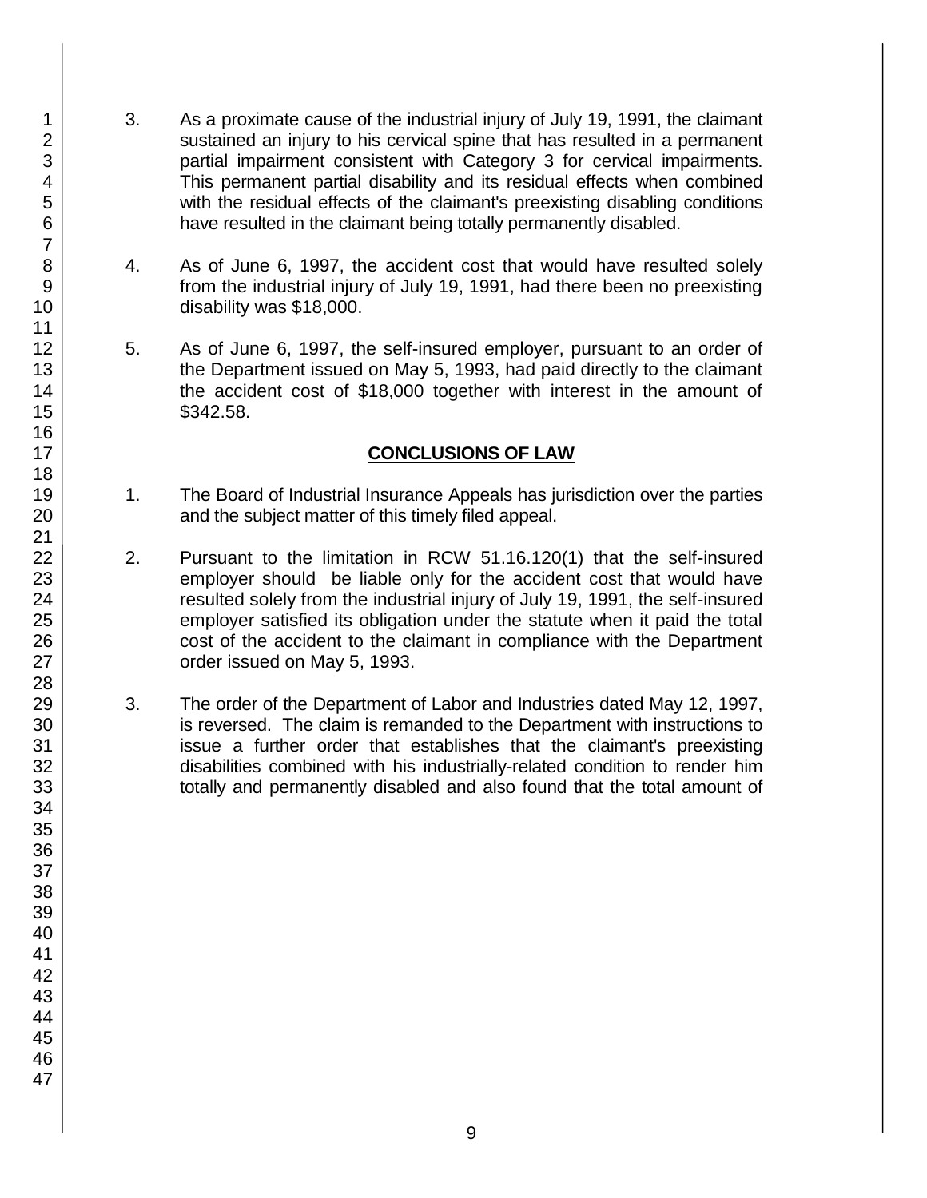3. As a proximate cause of the industrial injury of July 19, 1991, the claimant sustained an injury to his cervical spine that has resulted in a permanent partial impairment consistent with Category 3 for cervical impairments. This permanent partial disability and its residual effects when combined with the residual effects of the claimant's preexisting disabling conditions have resulted in the claimant being totally permanently disabled.

4. As of June 6, 1997, the accident cost that would have resulted solely from the industrial injury of July 19, 1991, had there been no preexisting disability was $18,000.

5. As of June 6, 1997, the self-insured employer, pursuant to an order of the Department issued on May 5, 1993, had paid directly to the claimant the accident cost of $18,000 together with interest in the amount of $342.58.

## CONCLUSIONS OF LAW

1. The Board of Industrial Insurance Appeals has jurisdiction over the parties and the subject matter of this timely filed appeal.

2. Pursuant to the limitation in RCW 51.16.120(1) that the self-insured employer should be liable only for the accident cost that would have resulted solely from the industrial injury of July 19, 1991, the self-insured employer satisfied its obligation under the statute when it paid the total cost of the accident to the claimant in compliance with the Department order issued on May 5, 1993.

3. The order of the Department of Labor and Industries dated May 12, 1997, is reversed. The claim is remanded to the Department with instructions to issue a further order that establishes that the claimant's preexisting disabilities combined with his industrially-related condition to render him totally and permanently disabled and also found that the total amount of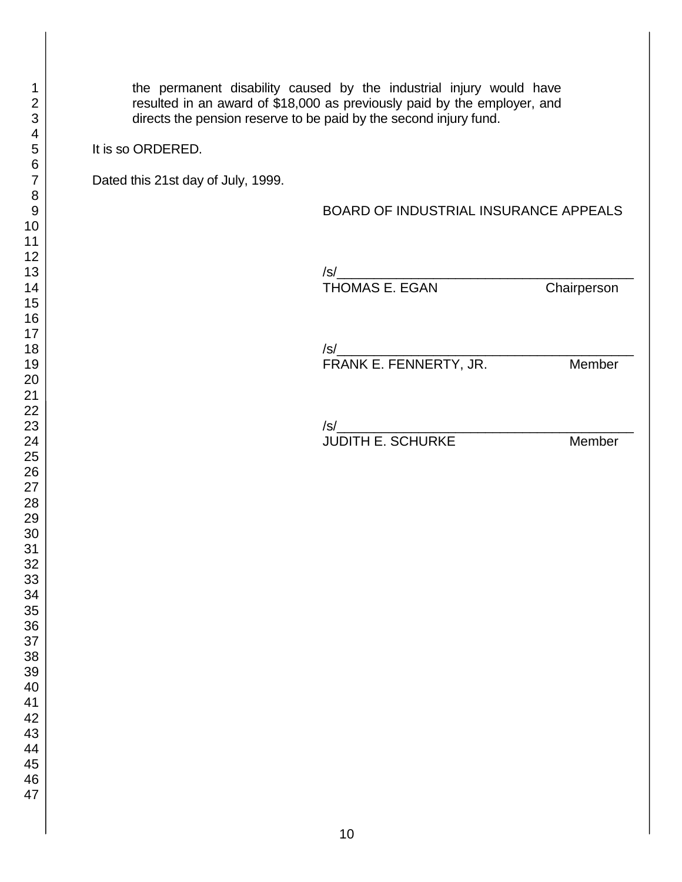the permanent disability caused by the industrial injury would have resulted in an award of $18,000 as previously paid by the employer, and directs the pension reserve to be paid by the second injury fund.

It is so ORDERED.

Dated this 21st day of July, 1999.

BOARD OF INDUSTRIAL INSURANCE APPEALS

/s/_________________________________________
THOMAS E. EGAN Chairperson

/s/_________________________________________
FRANK E. FENNERTY, JR. Member

/s/_________________________________________
JUDITH E. SCHURKE Member